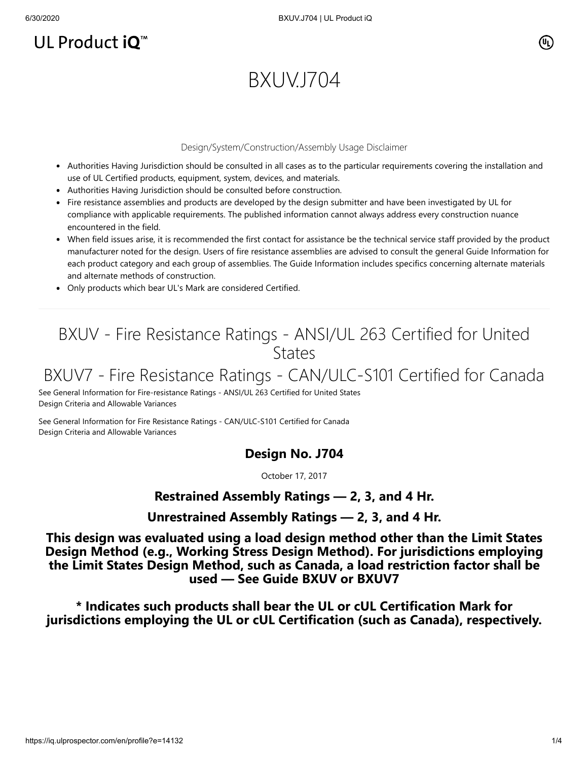UL Product iQ™

# BXUV.J704

Design/System/Construction/Assembly Usage Disclaimer

- Authorities Having Jurisdiction should be consulted in all cases as to the particular requirements covering the installation and use of UL Certified products, equipment, system, devices, and materials.
- Authorities Having Jurisdiction should be consulted before construction.
- Fire resistance assemblies and products are developed by the design submitter and have been investigated by UL for compliance with applicable requirements. The published information cannot always address every construction nuance encountered in the field.
- When field issues arise, it is recommended the first contact for assistance be the technical service staff provided by the product manufacturer noted for the design. Users of fire resistance assemblies are advised to consult the general Guide Information for each product category and each group of assemblies. The Guide Information includes specifics concerning alternate materials and alternate methods of construction.
- Only products which bear UL's Mark are considered Certified.

---

## BXUV - Fire Resistance Ratings - ANSI/UL 263 Certified for United States

## BXUV7 - Fire Resistance Ratings - CAN/ULC-S101 Certified for Canada

See General Information for Fire-resistance Ratings - ANSI/UL 263 Certified for United States
Design Criteria and Allowable Variances

See General Information for Fire Resistance Ratings - CAN/ULC-S101 Certified for Canada
Design Criteria and Allowable Variances

### Design No. J704

October 17, 2017

### Restrained Assembly Ratings — 2, 3, and 4 Hr.

### Unrestrained Assembly Ratings — 2, 3, and 4 Hr.

**This design was evaluated using a load design method other than the Limit States Design Method (e.g., Working Stress Design Method). For jurisdictions employing the Limit States Design Method, such as Canada, a load restriction factor shall be used — See Guide BXUV or BXUV7**

**\* Indicates such products shall bear the UL or cUL Certification Mark for jurisdictions employing the UL or cUL Certification (such as Canada), respectively.**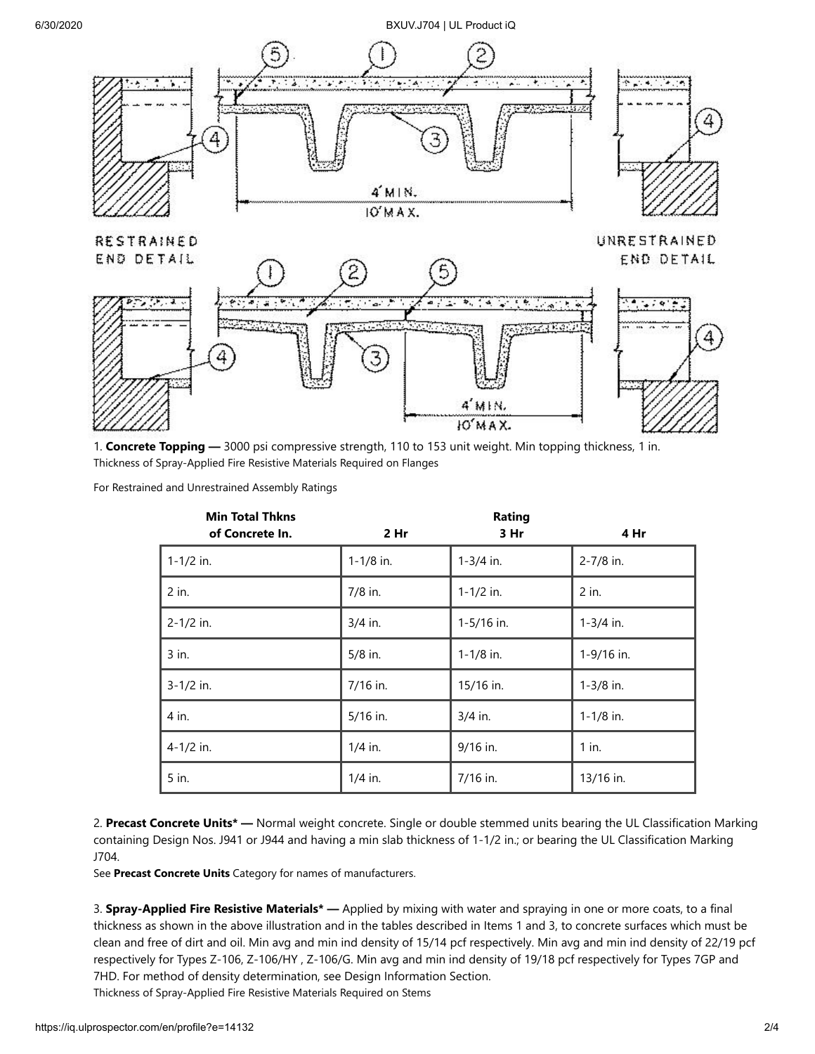1. **Concrete Topping —** 3000 psi compressive strength, 110 to 153 unit weight. Min topping thickness, 1 in.

Thickness of Spray-Applied Fire Resistive Materials Required on Flanges

For Restrained and Unrestrained Assembly Ratings

| Min Total Thkns of Concrete In. | Rating 2 Hr | 3 Hr | 4 Hr |
|---|---|---|---|
| 1-1/2 in. | 1-1/8 in. | 1-3/4 in. | 2-7/8 in. |
| 2 in. | 7/8 in. | 1-1/2 in. | 2 in. |
| 2-1/2 in. | 3/4 in. | 1-5/16 in. | 1-3/4 in. |
| 3 in. | 5/8 in. | 1-1/8 in. | 1-9/16 in. |
| 3-1/2 in. | 7/16 in. | 15/16 in. | 1-3/8 in. |
| 4 in. | 5/16 in. | 3/4 in. | 1-1/8 in. |
| 4-1/2 in. | 1/4 in. | 9/16 in. | 1 in. |
| 5 in. | 1/4 in. | 7/16 in. | 13/16 in. |

2. **Precast Concrete Units* —** Normal weight concrete. Single or double stemmed units bearing the UL Classification Marking containing Design Nos. J941 or J944 and having a min slab thickness of 1-1/2 in.; or bearing the UL Classification Marking J704.

See **Precast Concrete Units** Category for names of manufacturers.

3. **Spray-Applied Fire Resistive Materials* —** Applied by mixing with water and spraying in one or more coats, to a final thickness as shown in the above illustration and in the tables described in Items 1 and 3, to concrete surfaces which must be clean and free of dirt and oil. Min avg and min ind density of 15/14 pcf respectively. Min avg and min ind density of 22/19 pcf respectively for Types Z-106, Z-106/HY , Z-106/G. Min avg and min ind density of 19/18 pcf respectively for Types 7GP and 7HD. For method of density determination, see Design Information Section.

Thickness of Spray-Applied Fire Resistive Materials Required on Stems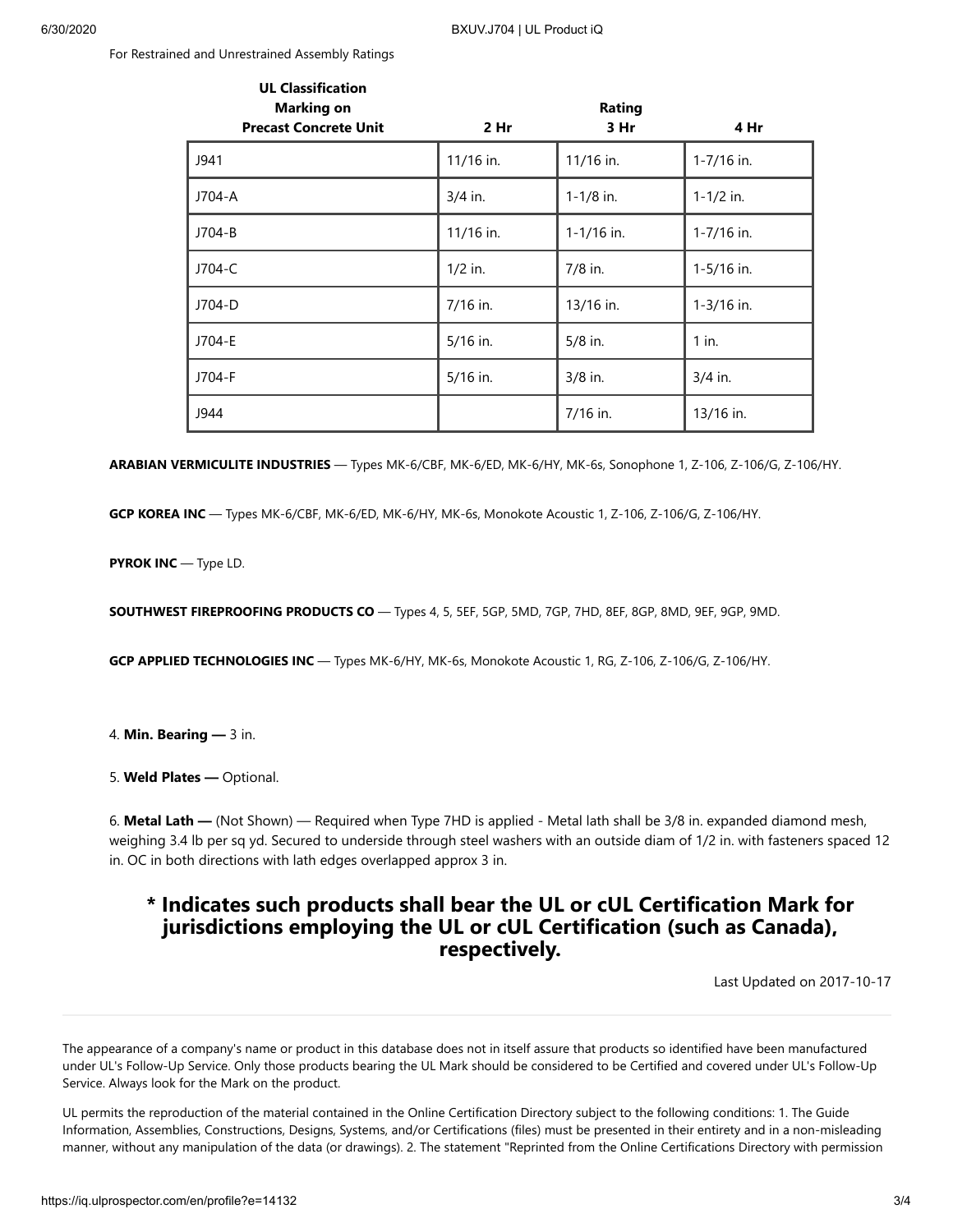For Restrained and Unrestrained Assembly Ratings

| UL Classification Marking on Precast Concrete Unit | Rating 2 Hr | 3 Hr | 4 Hr |
|---|---|---|---|
| J941 | 11/16 in. | 11/16 in. | 1-7/16 in. |
| J704-A | 3/4 in. | 1-1/8 in. | 1-1/2 in. |
| J704-B | 11/16 in. | 1-1/16 in. | 1-7/16 in. |
| J704-C | 1/2 in. | 7/8 in. | 1-5/16 in. |
| J704-D | 7/16 in. | 13/16 in. | 1-3/16 in. |
| J704-E | 5/16 in. | 5/8 in. | 1 in. |
| J704-F | 5/16 in. | 3/8 in. | 3/4 in. |
| J944 | | 7/16 in. | 13/16 in. |

**ARABIAN VERMICULITE INDUSTRIES** — Types MK-6/CBF, MK-6/ED, MK-6/HY, MK-6s, Sonophone 1, Z-106, Z-106/G, Z-106/HY.

**GCP KOREA INC** — Types MK-6/CBF, MK-6/ED, MK-6/HY, MK-6s, Monokote Acoustic 1, Z-106, Z-106/G, Z-106/HY.

**PYROK INC** — Type LD.

**SOUTHWEST FIREPROOFING PRODUCTS CO** — Types 4, 5, 5EF, 5GP, 5MD, 7GP, 7HD, 8EF, 8GP, 8MD, 9EF, 9GP, 9MD.

**GCP APPLIED TECHNOLOGIES INC** — Types MK-6/HY, MK-6s, Monokote Acoustic 1, RG, Z-106, Z-106/G, Z-106/HY.

4. **Min. Bearing —** 3 in.

5. **Weld Plates —** Optional.

6. **Metal Lath —** (Not Shown) — Required when Type 7HD is applied - Metal lath shall be 3/8 in. expanded diamond mesh, weighing 3.4 lb per sq yd. Secured to underside through steel washers with an outside diam of 1/2 in. with fasteners spaced 12 in. OC in both directions with lath edges overlapped approx 3 in.

## * Indicates such products shall bear the UL or cUL Certification Mark for jurisdictions employing the UL or cUL Certification (such as Canada), respectively.

Last Updated on 2017-10-17

---

The appearance of a company's name or product in this database does not in itself assure that products so identified have been manufactured under UL's Follow-Up Service. Only those products bearing the UL Mark should be considered to be Certified and covered under UL's Follow-Up Service. Always look for the Mark on the product.

UL permits the reproduction of the material contained in the Online Certification Directory subject to the following conditions: 1. The Guide Information, Assemblies, Constructions, Designs, Systems, and/or Certifications (files) must be presented in their entirety and in a non-misleading manner, without any manipulation of the data (or drawings). 2. The statement "Reprinted from the Online Certifications Directory with permission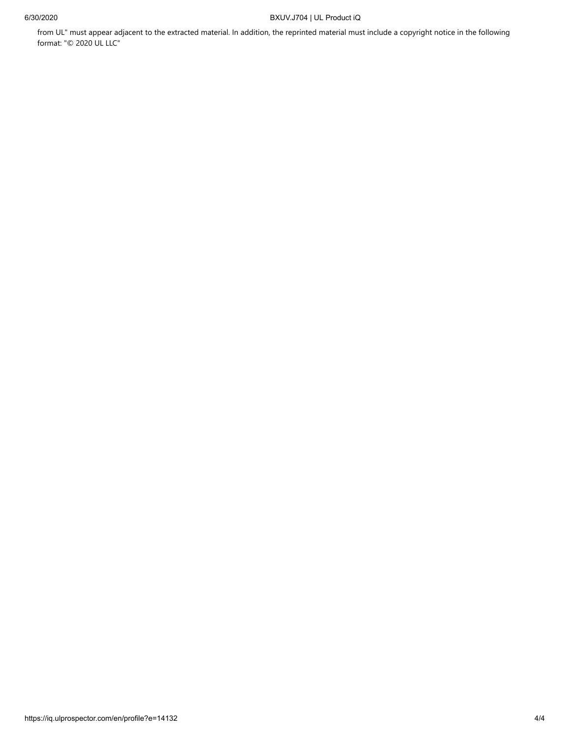from UL" must appear adjacent to the extracted material. In addition, the reprinted material must include a copyright notice in the following format: "© 2020 UL LLC"